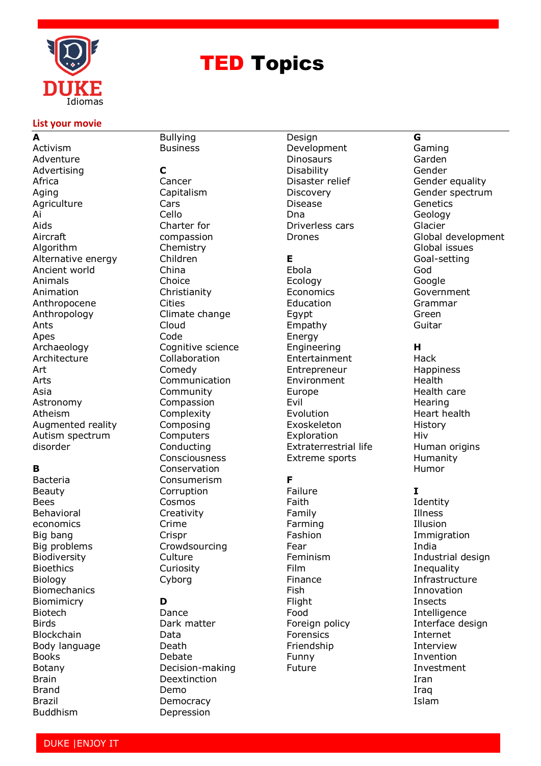DUKE
Idiomas

# TED Topics

**List your movie**

**A**
Activism
Adventure
Advertising
Africa
Aging
Agriculture
Ai
Aids
Aircraft
Algorithm
Alternative energy
Ancient world
Animals
Animation
Anthropocene
Anthropology
Ants
Apes
Archaeology
Architecture
Art
Arts
Asia
Astronomy
Atheism
Augmented reality
Autism spectrum disorder

**B**
Bacteria
Beauty
Bees
Behavioral economics
Big bang
Big problems
Biodiversity
Bioethics
Biology
Biomechanics
Biomimicry
Biotech
Birds
Blockchain
Body language
Books
Botany
Brain
Brand
Brazil
Buddhism
Bullying
Business

**C**
Cancer
Capitalism
Cars
Cello
Charter for compassion
Chemistry
Children
China
Choice
Christianity
Cities
Climate change
Cloud
Code
Cognitive science
Collaboration
Comedy
Communication
Community
Compassion
Complexity
Composing
Computers
Conducting
Consciousness
Conservation
Consumerism
Corruption
Cosmos
Creativity
Crime
Crispr
Crowdsourcing
Culture
Curiosity
Cyborg

**D**
Dance
Dark matter
Data
Death
Debate
Decision-making
Deextinction
Demo
Democracy
Depression
Design
Development
Dinosaurs
Disability
Disaster relief
Discovery
Disease
Dna
Driverless cars
Drones

**E**
Ebola
Ecology
Economics
Education
Egypt
Empathy
Energy
Engineering
Entertainment
Entrepreneur
Environment
Europe
Evil
Evolution
Exoskeleton
Exploration
Extraterrestrial life
Extreme sports

**F**
Failure
Faith
Family
Farming
Fashion
Fear
Feminism
Film
Finance
Fish
Flight
Food
Foreign policy
Forensics
Friendship
Funny
Future

**G**
Gaming
Garden
Gender
Gender equality
Gender spectrum
Genetics
Geology
Glacier
Global development
Global issues
Goal-setting
God
Google
Government
Grammar
Green
Guitar

**H**
Hack
Happiness
Health
Health care
Hearing
Heart health
History
Hiv
Human origins
Humanity
Humor

**I**
Identity
Illness
Illusion
Immigration
India
Industrial design
Inequality
Infrastructure
Innovation
Insects
Intelligence
Interface design
Internet
Interview
Invention
Investment
Iran
Iraq
Islam

DUKE |ENJOY IT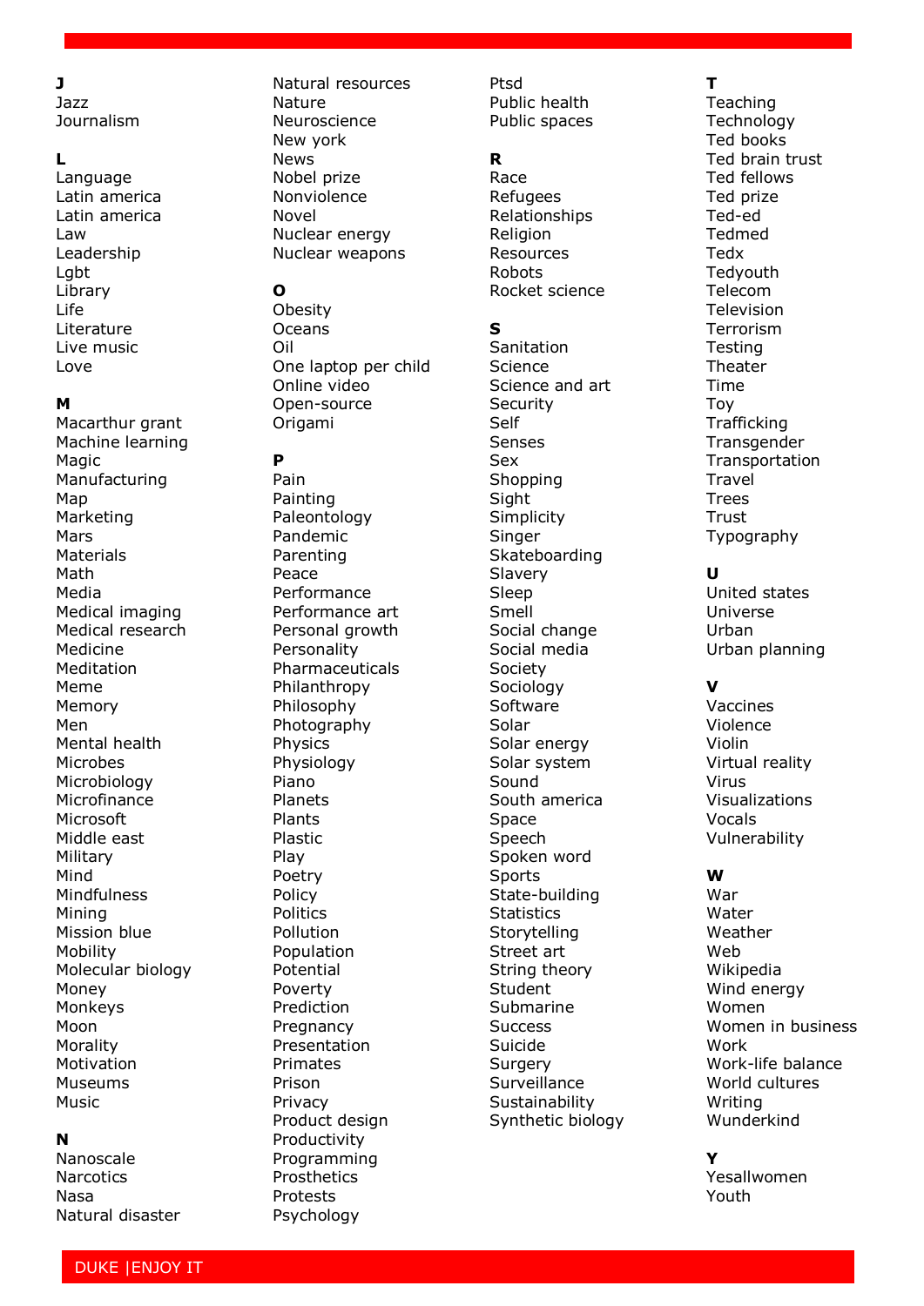**J**
Jazz
Journalism

**L**
Language
Latin america
Latin america
Law
Leadership
Lgbt
Library
Life
Literature
Live music
Love

**M**
Macarthur grant
Machine learning
Magic
Manufacturing
Map
Marketing
Mars
Materials
Math
Media
Medical imaging
Medical research
Medicine
Meditation
Meme
Memory
Men
Mental health
Microbes
Microbiology
Microfinance
Microsoft
Middle east
Military
Mind
Mindfulness
Mining
Mission blue
Mobility
Molecular biology
Money
Monkeys
Moon
Morality
Motivation
Museums
Music

**N**
Nanoscale
Narcotics
Nasa
Natural disaster
Natural resources
Nature
Neuroscience
New york
News
Nobel prize
Nonviolence
Novel
Nuclear energy
Nuclear weapons

**O**
Obesity
Oceans
Oil
One laptop per child
Online video
Open-source
Origami

**P**
Pain
Painting
Paleontology
Pandemic
Parenting
Peace
Performance
Performance art
Personal growth
Personality
Pharmaceuticals
Philanthropy
Philosophy
Photography
Physics
Physiology
Piano
Planets
Plants
Plastic
Play
Poetry
Policy
Politics
Pollution
Population
Potential
Poverty
Prediction
Pregnancy
Presentation
Primates
Prison
Privacy
Product design
Productivity
Programming
Prosthetics
Protests
Psychology
Ptsd
Public health
Public spaces

**R**
Race
Refugees
Relationships
Religion
Resources
Robots
Rocket science

**S**
Sanitation
Science
Science and art
Security
Self
Senses
Sex
Shopping
Sight
Simplicity
Singer
Skateboarding
Slavery
Sleep
Smell
Social change
Social media
Society
Sociology
Software
Solar
Solar energy
Solar system
Sound
South america
Space
Speech
Spoken word
Sports
State-building
Statistics
Storytelling
Street art
String theory
Student
Submarine
Success
Suicide
Surgery
Surveillance
Sustainability
Synthetic biology

**T**
Teaching
Technology
Ted books
Ted brain trust
Ted fellows
Ted prize
Ted-ed
Tedmed
Tedx
Tedyouth
Telecom
Television
Terrorism
Testing
Theater
Time
Toy
Trafficking
Transgender
Transportation
Travel
Trees
Trust
Typography

**U**
United states
Universe
Urban
Urban planning

**V**
Vaccines
Violence
Violin
Virtual reality
Virus
Visualizations
Vocals
Vulnerability

**W**
War
Water
Weather
Web
Wikipedia
Wind energy
Women
Women in business
Work
Work-life balance
World cultures
Writing
Wunderkind

**Y**
Yesallwomen
Youth